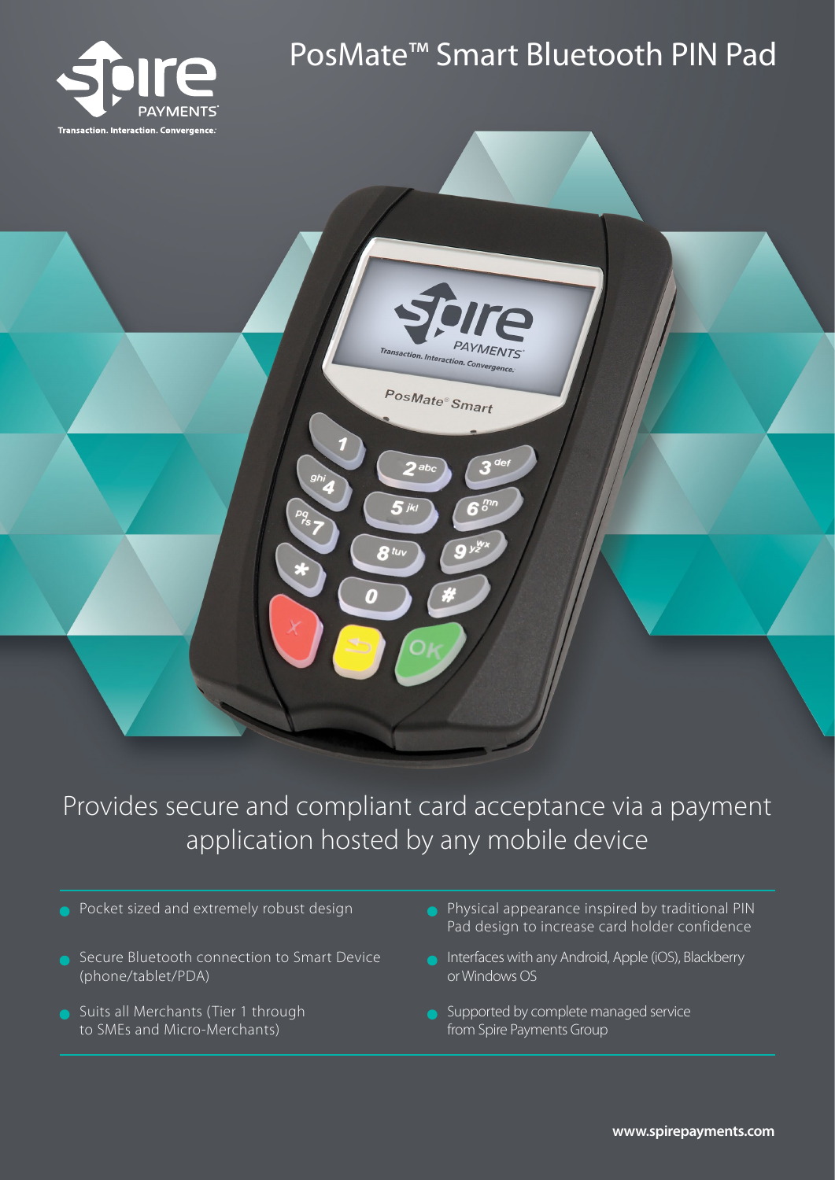Spire PAYMENTS

Transaction. Interaction. Convergence.

# PosMate™ Smart Bluetooth PIN Pad

## Provides secure and compliant card acceptance via a payment application hosted by any mobile device

- Pocket sized and extremely robust design
- Secure Bluetooth connection to Smart Device (phone/tablet/PDA)
- Suits all Merchants (Tier 1 through to SMEs and Micro-Merchants)
- Physical appearance inspired by traditional PIN Pad design to increase card holder confidence
- Interfaces with any Android, Apple (iOS), Blackberry or Windows OS
- Supported by complete managed service from Spire Payments Group

**www.spirepayments.com**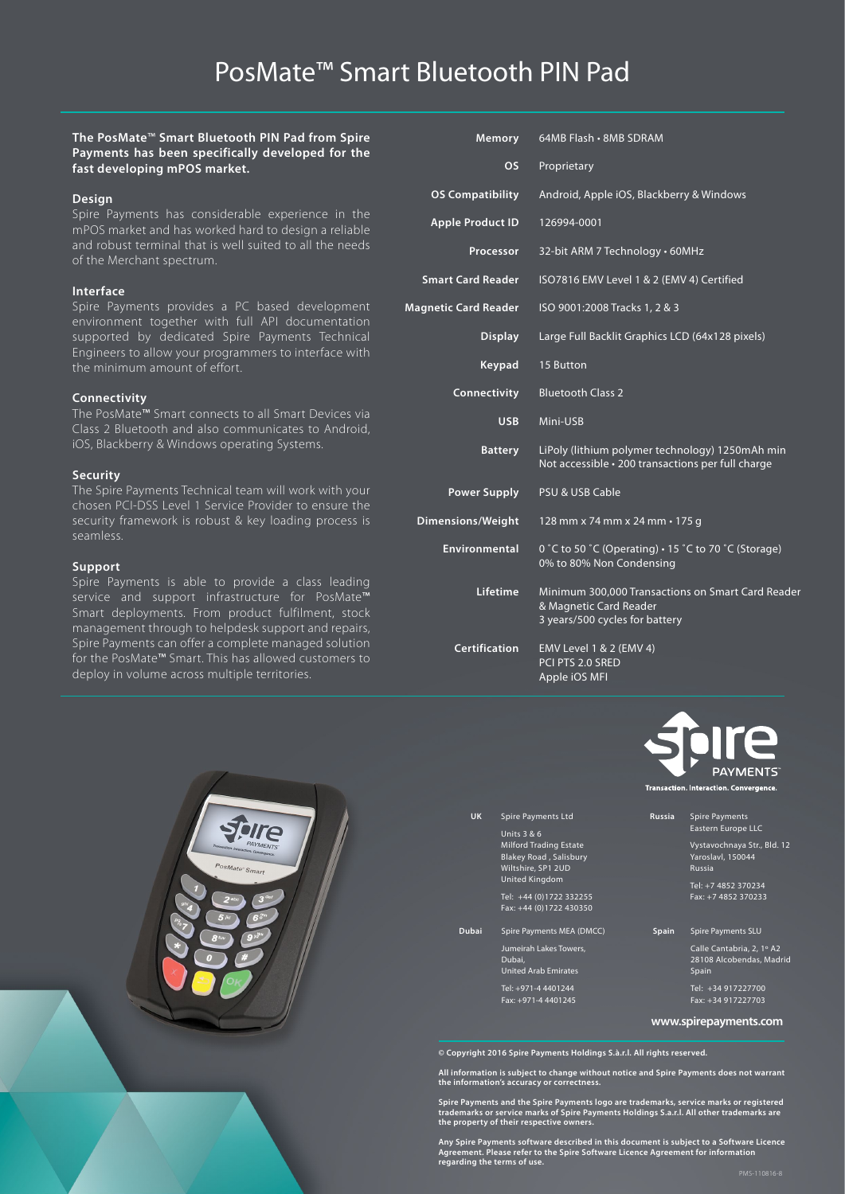# PosMate™ Smart Bluetooth PIN Pad

**The PosMate™ Smart Bluetooth PIN Pad from Spire Payments has been specifically developed for the fast developing mPOS market.**

### Design

Spire Payments has considerable experience in the mPOS market and has worked hard to design a reliable and robust terminal that is well suited to all the needs of the Merchant spectrum.

### Interface

Spire Payments provides a PC based development environment together with full API documentation supported by dedicated Spire Payments Technical Engineers to allow your programmers to interface with the minimum amount of effort.

### Connectivity

The PosMate™ Smart connects to all Smart Devices via Class 2 Bluetooth and also communicates to Android, iOS, Blackberry & Windows operating Systems.

### Security

The Spire Payments Technical team will work with your chosen PCI-DSS Level 1 Service Provider to ensure the security framework is robust & key loading process is seamless.

### Support

Spire Payments is able to provide a class leading service and support infrastructure for PosMate™ Smart deployments. From product fulfilment, stock management through to helpdesk support and repairs, Spire Payments can offer a complete managed solution for the PosMate™ Smart. This has allowed customers to deploy in volume across multiple territories.

| | |
|---|---|
| **Memory** | 64MB Flash • 8MB SDRAM |
| **OS** | Proprietary |
| **OS Compatibility** | Android, Apple iOS, Blackberry & Windows |
| **Apple Product ID** | 126994-0001 |
| **Processor** | 32-bit ARM 7 Technology • 60MHz |
| **Smart Card Reader** | ISO7816 EMV Level 1 & 2 (EMV 4) Certified |
| **Magnetic Card Reader** | ISO 9001:2008 Tracks 1, 2 & 3 |
| **Display** | Large Full Backlit Graphics LCD (64x128 pixels) |
| **Keypad** | 15 Button |
| **Connectivity** | Bluetooth Class 2 |
| **USB** | Mini-USB |
| **Battery** | LiPoly (lithium polymer technology) 1250mAh min<br>Not accessible • 200 transactions per full charge |
| **Power Supply** | PSU & USB Cable |
| **Dimensions/Weight** | 128 mm x 74 mm x 24 mm • 175 g |
| **Environmental** | 0 ˚C to 50 ˚C (Operating) • 15 ˚C to 70 ˚C (Storage)<br>0% to 80% Non Condensing |
| **Lifetime** | Minimum 300,000 Transactions on Smart Card Reader & Magnetic Card Reader<br>3 years/500 cycles for battery |
| **Certification** | EMV Level 1 & 2 (EMV 4)<br>PCI PTS 2.0 SRED<br>Apple iOS MFI |

Spire PAYMENTS
Transaction. Interaction. Convergence.

**UK**
Spire Payments Ltd
Units 3 & 6
Milford Trading Estate
Blakey Road , Salisbury
Wiltshire, SP1 2UD
United Kingdom
Tel: +44 (0)1722 332255
Fax: +44 (0)1722 430350

**Russia**
Spire Payments
Eastern Europe LLC
Vystavochnaya Str., Bld. 12
Yaroslavl, 150044
Russia
Tel: +7 4852 370234
Fax: +7 4852 370233

**Dubai**
Spire Payments MEA (DMCC)
Jumeirah Lakes Towers,
Dubai,
United Arab Emirates
Tel: +971-4 4401244
Fax: +971-4 4401245

**Spain**
Spire Payments SLU
Calle Cantabria, 2, 1º A2
28108 Alcobendas, Madrid
Spain
Tel: +34 917227700
Fax: +34 917227703

**www.spirepayments.com**

**© Copyright 2016 Spire Payments Holdings S.à.r.l. All rights reserved.**

**All information is subject to change without notice and Spire Payments does not warrant the information's accuracy or correctness.**

**Spire Payments and the Spire Payments logo are trademarks, service marks or registered trademarks or service marks of Spire Payments Holdings S.a.r.l. All other trademarks are the property of their respective owners.**

**Any Spire Payments software described in this document is subject to a Software Licence Agreement. Please refer to the Spire Software Licence Agreement for information regarding the terms of use.**

PMS-110816-8